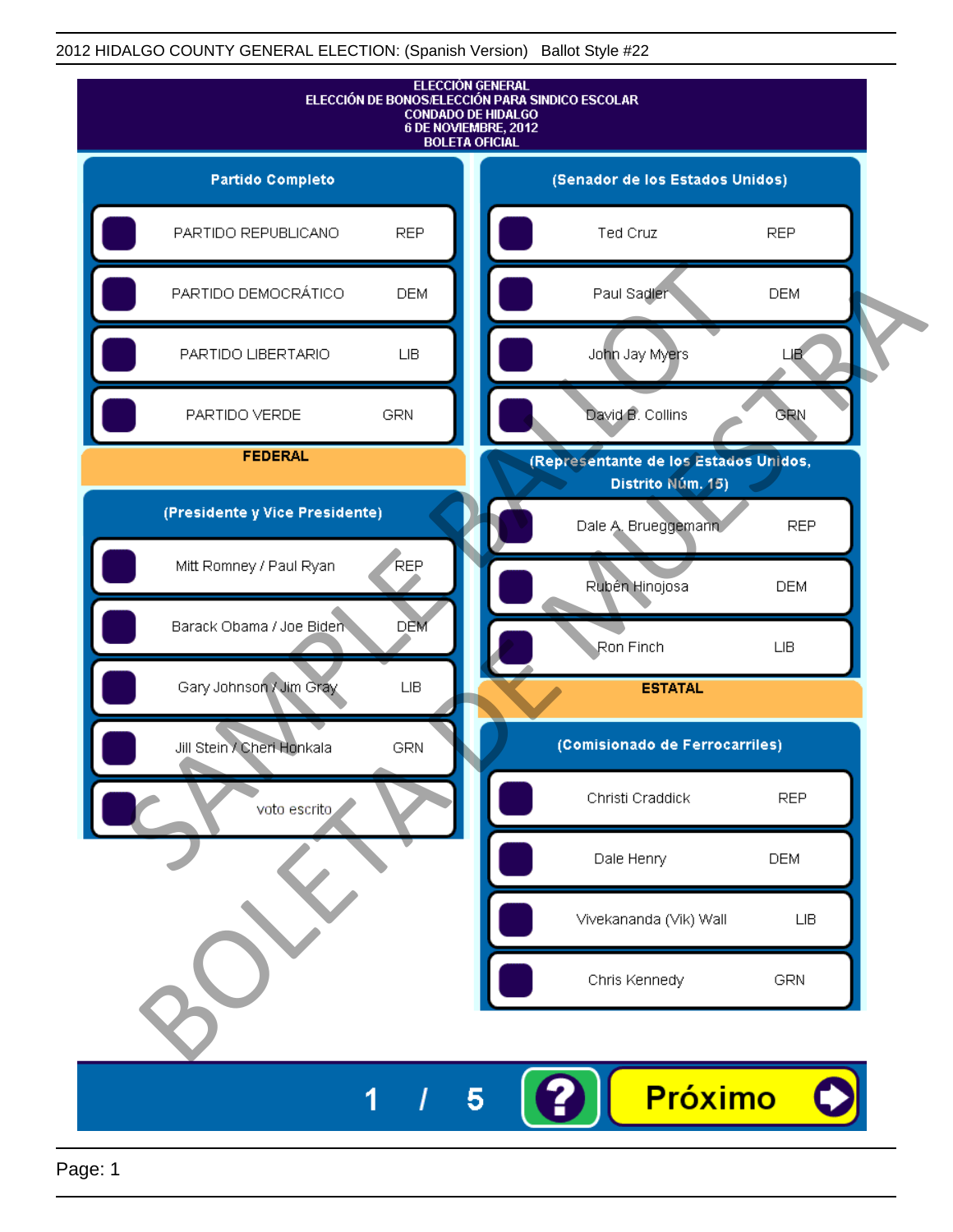2012 HIDALGO COUNTY GENERAL ELECTION: (Spanish Version) Ballot Style #22

# ELECCIÓN GENERAL
## ELECCIÓN DE BONOS/ELECCIÓN PARA SINDICO ESCOLAR
## CONDADO DE HIDALGO
## 6 DE NOVIEMBRE, 2012
## BOLETA OFICIAL

### Partido Completo

| Candidate | Party |
|---|---|
| PARTIDO REPUBLICANO | REP |
| PARTIDO DEMOCRÁTICO | DEM |
| PARTIDO LIBERTARIO | LIB |
| PARTIDO VERDE | GRN |

### FEDERAL

### (Presidente y Vice Presidente)

| Candidate | Party |
|---|---|
| Mitt Romney / Paul Ryan | REP |
| Barack Obama / Joe Biden | DEM |
| Gary Johnson / Jim Gray | LIB |
| Jill Stein / Cheri Honkala | GRN |
| voto escrito | |

### (Senador de los Estados Unidos)

| Candidate | Party |
|---|---|
| Ted Cruz | REP |
| Paul Sadler | DEM |
| John Jay Myers | LIB |
| David B. Collins | GRN |

### (Representante de los Estados Unidos, Distrito Núm. 15)

| Candidate | Party |
|---|---|
| Dale A. Brueggemann | REP |
| Rubén Hinojosa | DEM |
| Ron Finch | LIB |

### ESTATAL

### (Comisionado de Ferrocarriles)

| Candidate | Party |
|---|---|
| Christi Craddick | REP |
| Dale Henry | DEM |
| Vivekananda (Vik) Wall | LIB |
| Chris Kennedy | GRN |

1 / 5

Próximo

SAMPLE BALLOT

BOLETA DE MUESTRA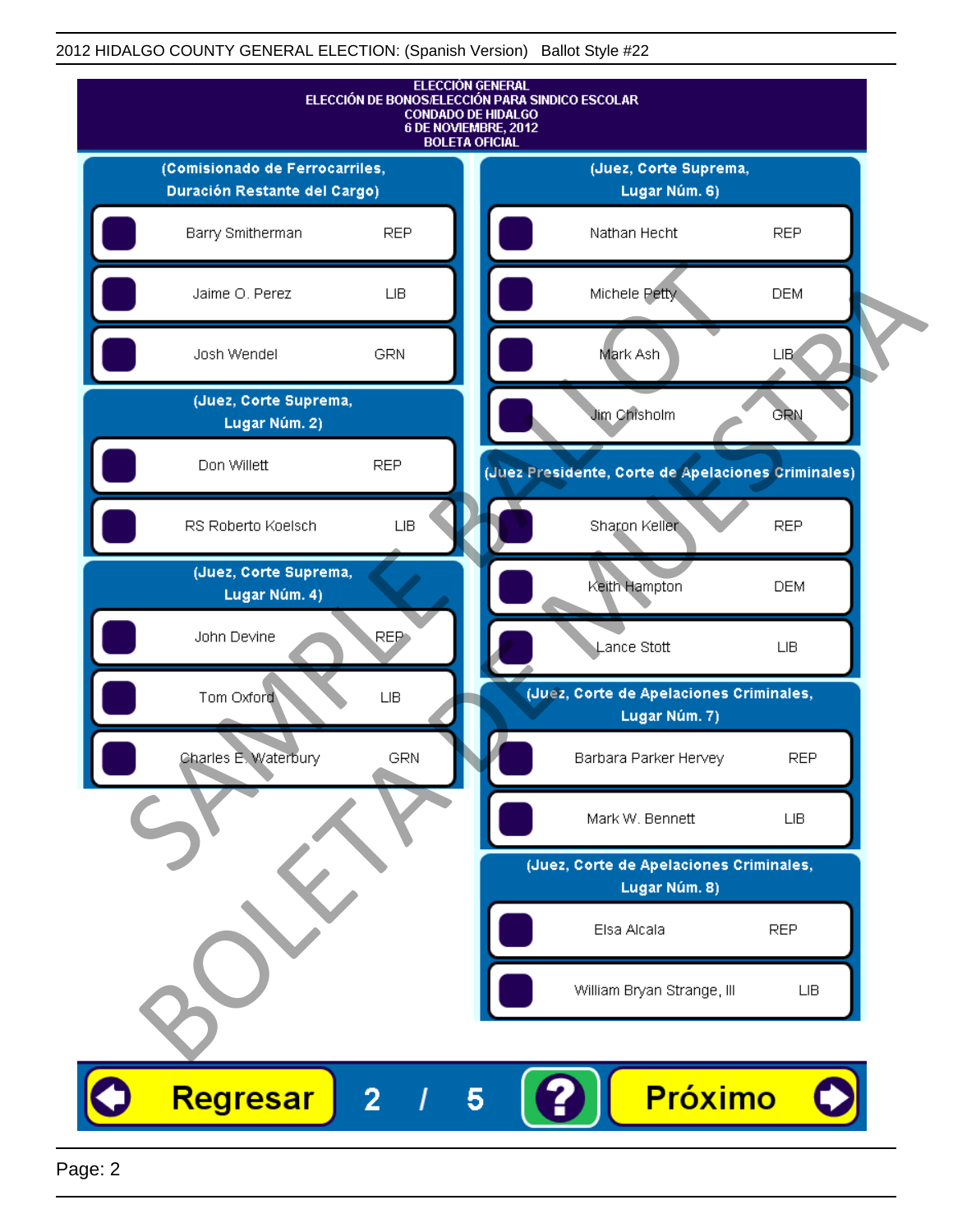2012 HIDALGO COUNTY GENERAL ELECTION: (Spanish Version)   Ballot Style #22

# ELECCIÓN GENERAL
## ELECCIÓN DE BONOS/ELECCIÓN PARA SINDICO ESCOLAR
## CONDADO DE HIDALGO
## 6 DE NOVIEMBRE, 2012
## BOLETA OFICIAL

### (Comisionado de Ferrocarriles, Duración Restante del Cargo)

| Candidato | Partido |
|---|---|
| Barry Smitherman | REP |
| Jaime O. Perez | LIB |
| Josh Wendel | GRN |

### (Juez, Corte Suprema, Lugar Núm. 2)

| Candidato | Partido |
|---|---|
| Don Willett | REP |
| RS Roberto Koelsch | LIB |

### (Juez, Corte Suprema, Lugar Núm. 4)

| Candidato | Partido |
|---|---|
| John Devine | REP |
| Tom Oxford | LIB |
| Charles E. Waterbury | GRN |

### (Juez, Corte Suprema, Lugar Núm. 6)

| Candidato | Partido |
|---|---|
| Nathan Hecht | REP |
| Michele Petty | DEM |
| Mark Ash | LIB |
| Jim Chisholm | GRN |

### (Juez Presidente, Corte de Apelaciones Criminales)

| Candidato | Partido |
|---|---|
| Sharon Keller | REP |
| Keith Hampton | DEM |
| Lance Stott | LIB |

### (Juez, Corte de Apelaciones Criminales, Lugar Núm. 7)

| Candidato | Partido |
|---|---|
| Barbara Parker Hervey | REP |
| Mark W. Bennett | LIB |

### (Juez, Corte de Apelaciones Criminales, Lugar Núm. 8)

| Candidato | Partido |
|---|---|
| Elsa Alcala | REP |
| William Bryan Strange, III | LIB |

SAMPLE BALLOT — BOLETA DE MUESTRA

Regresar    2 / 5    ?    Próximo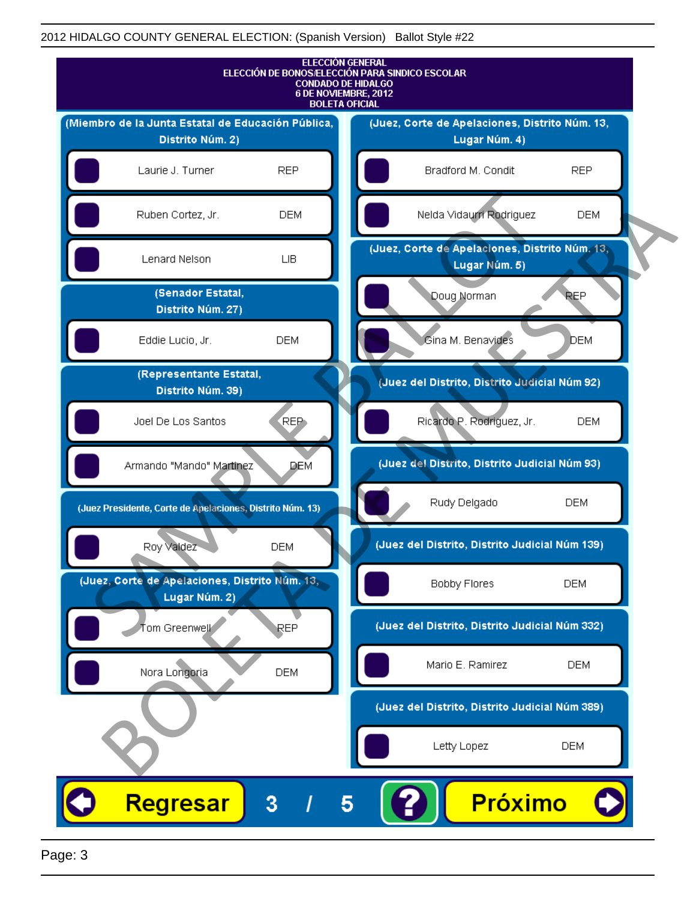ELECCIÓN GENERAL
ELECCIÓN DE BONOS/ELECCIÓN PARA SINDICO ESCOLAR
CONDADO DE HIDALGO
6 DE NOVIEMBRE, 2012
BOLETA OFICIAL

**(Miembro de la Junta Estatal de Educación Pública, Distrito Núm. 2)**

| Candidato | Partido |
|---|---|
| Laurie J. Turner | REP |
| Ruben Cortez, Jr. | DEM |
| Lenard Nelson | LIB |

**(Senador Estatal, Distrito Núm. 27)**

| Candidato | Partido |
|---|---|
| Eddie Lucio, Jr. | DEM |

**(Representante Estatal, Distrito Núm. 39)**

| Candidato | Partido |
|---|---|
| Joel De Los Santos | REP |
| Armando "Mando" Martinez | DEM |

**(Juez Presidente, Corte de Apelaciones, Distrito Núm. 13)**

| Candidato | Partido |
|---|---|
| Roy Valdez | DEM |

**(Juez, Corte de Apelaciones, Distrito Núm. 13, Lugar Núm. 2)**

| Candidato | Partido |
|---|---|
| Tom Greenwell | REP |
| Nora Longoria | DEM |

**(Juez, Corte de Apelaciones, Distrito Núm. 13, Lugar Núm. 4)**

| Candidato | Partido |
|---|---|
| Bradford M. Condit | REP |
| Nelda Vidaurri Rodriguez | DEM |

**(Juez, Corte de Apelaciones, Distrito Núm. 13, Lugar Núm. 5)**

| Candidato | Partido |
|---|---|
| Doug Norman | REP |
| Gina M. Benavides | DEM |

**(Juez del Distrito, Distrito Judicial Núm 92)**

| Candidato | Partido |
|---|---|
| Ricardo P. Rodriguez, Jr. | DEM |

**(Juez del Distrito, Distrito Judicial Núm 93)**

| Candidato | Partido |
|---|---|
| Rudy Delgado | DEM |

**(Juez del Distrito, Distrito Judicial Núm 139)**

| Candidato | Partido |
|---|---|
| Bobby Flores | DEM |

**(Juez del Distrito, Distrito Judicial Núm 332)**

| Candidato | Partido |
|---|---|
| Mario E. Ramirez | DEM |

**(Juez del Distrito, Distrito Judicial Núm 389)**

| Candidato | Partido |
|---|---|
| Letty Lopez | DEM |

Regresar 3 / 5 ? Próximo

SAMPLE BALLOT
BOLETA DE MUESTRA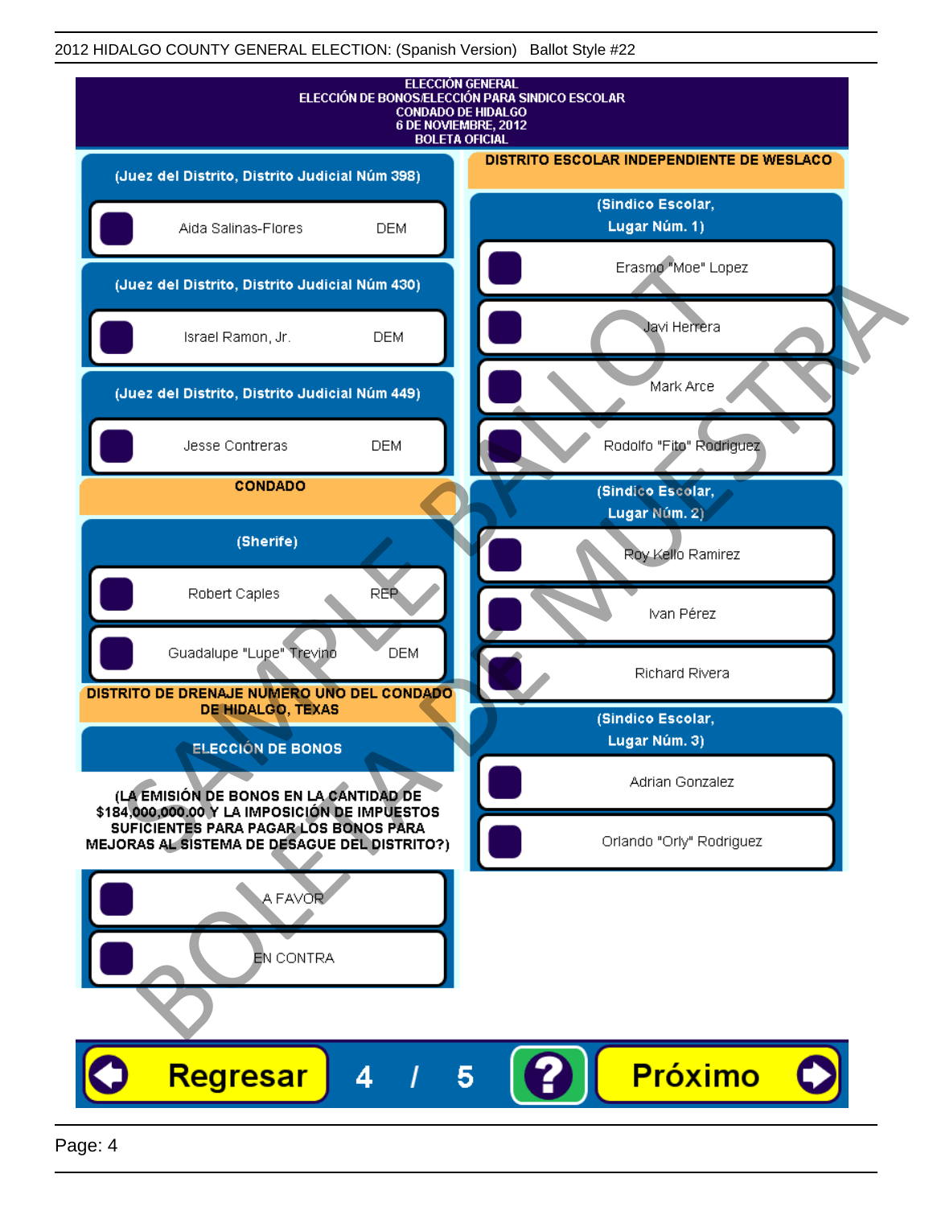2012 HIDALGO COUNTY GENERAL ELECTION: (Spanish Version) Ballot Style #22

# ELECCIÓN GENERAL
## ELECCIÓN DE BONOS/ELECCIÓN PARA SINDICO ESCOLAR
## CONDADO DE HIDALGO
## 6 DE NOVIEMBRE, 2012
## BOLETA OFICIAL

### (Juez del Distrito, Distrito Judicial Núm 398)

- Aida Salinas-Flores DEM

### (Juez del Distrito, Distrito Judicial Núm 430)

- Israel Ramon, Jr. DEM

### (Juez del Distrito, Distrito Judicial Núm 449)

- Jesse Contreras DEM

## CONDADO

### (Sherife)

- Robert Caples REP
- Guadalupe "Lupe" Trevino DEM

## DISTRITO DE DRENAJE NUMERO UNO DEL CONDADO DE HIDALGO, TEXAS

### ELECCIÓN DE BONOS

**(LA EMISIÓN DE BONOS EN LA CANTIDAD DE $184,000,000.00 Y LA IMPOSICIÓN DE IMPUESTOS SUFICIENTES PARA PAGAR LOS BONOS PARA MEJORAS AL SISTEMA DE DESAGUE DEL DISTRITO?)**

- A FAVOR
- EN CONTRA

## DISTRITO ESCOLAR INDEPENDIENTE DE WESLACO

### (Sindico Escolar, Lugar Núm. 1)

- Erasmo "Moe" Lopez
- Javi Herrera
- Mark Arce
- Rodolfo "Fito" Rodriguez

### (Sindico Escolar, Lugar Núm. 2)

- Roy Kello Ramirez
- Ivan Pérez
- Richard Rivera

### (Sindico Escolar, Lugar Núm. 3)

- Adrian Gonzalez
- Orlando "Orly" Rodriguez

SAMPLE BALLOT BOLETA DE MUESTRA

Regresar 4 / 5 ? Próximo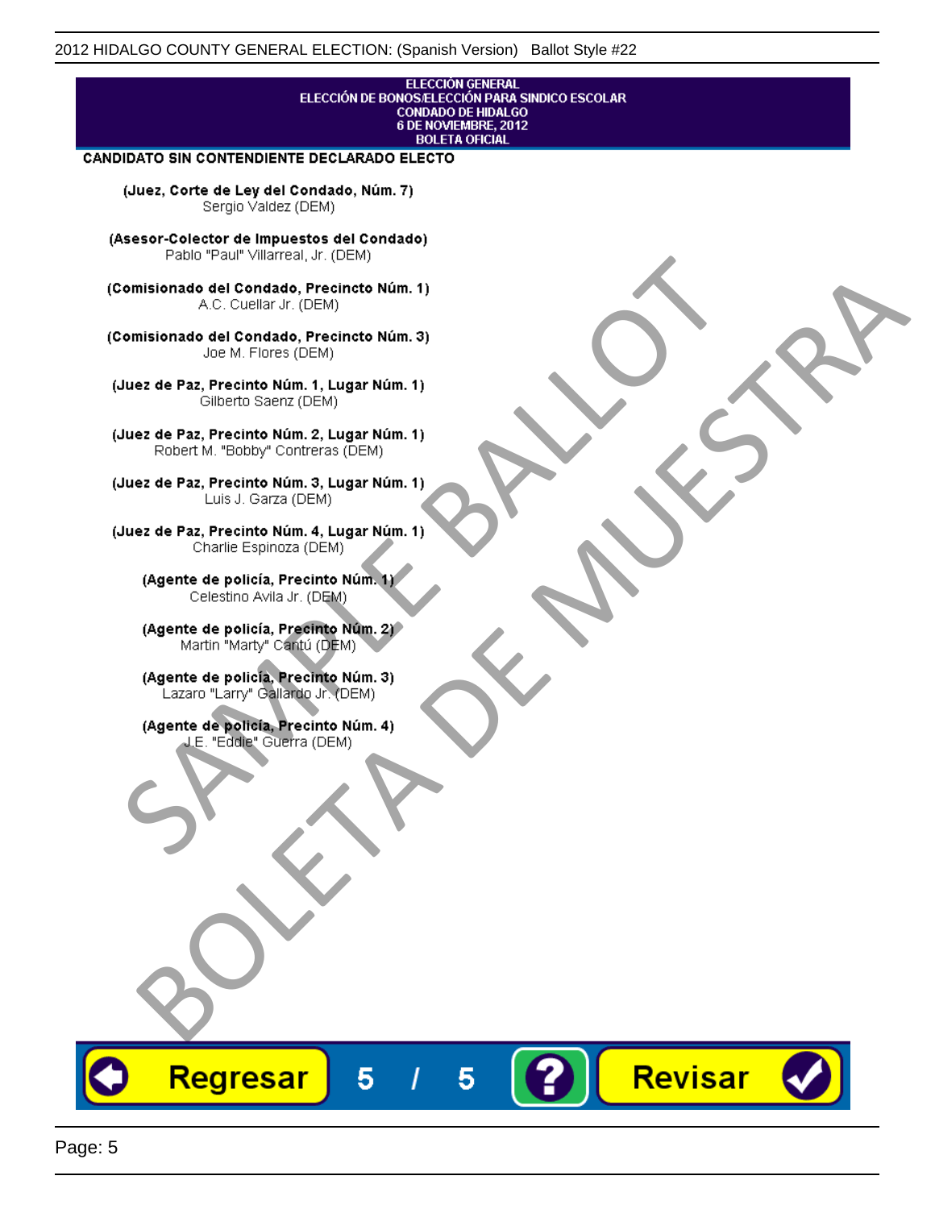ELECCIÓN GENERAL
ELECCIÓN DE BONOS/ELECCIÓN PARA SINDICO ESCOLAR
CONDADO DE HIDALGO
6 DE NOVIEMBRE, 2012
BOLETA OFICIAL

**CANDIDATO SIN CONTENDIENTE DECLARADO ELECTO**

**(Juez, Corte de Ley del Condado, Núm. 7)**
Sergio Valdez (DEM)

**(Asesor-Colector de Impuestos del Condado)**
Pablo "Paul" Villarreal, Jr. (DEM)

**(Comisionado del Condado, Precincto Núm. 1)**
A.C. Cuellar Jr. (DEM)

**(Comisionado del Condado, Precincto Núm. 3)**
Joe M. Flores (DEM)

**(Juez de Paz, Precinto Núm. 1, Lugar Núm. 1)**
Gilberto Saenz (DEM)

**(Juez de Paz, Precinto Núm. 2, Lugar Núm. 1)**
Robert M. "Bobby" Contreras (DEM)

**(Juez de Paz, Precinto Núm. 3, Lugar Núm. 1)**
Luis J. Garza (DEM)

**(Juez de Paz, Precinto Núm. 4, Lugar Núm. 1)**
Charlie Espinoza (DEM)

**(Agente de policía, Precinto Núm. 1)**
Celestino Avila Jr. (DEM)

**(Agente de policía, Precinto Núm. 2)**
Martin "Marty" Cantú (DEM)

**(Agente de policía, Precinto Núm. 3)**
Lazaro "Larry" Gallardo Jr. (DEM)

**(Agente de policía, Precinto Núm. 4)**
J.E. "Eddie" Guerra (DEM)

SAMPLE BALLOT
BOLETA DE MUESTRA

Regresar 5 / 5 ? Revisar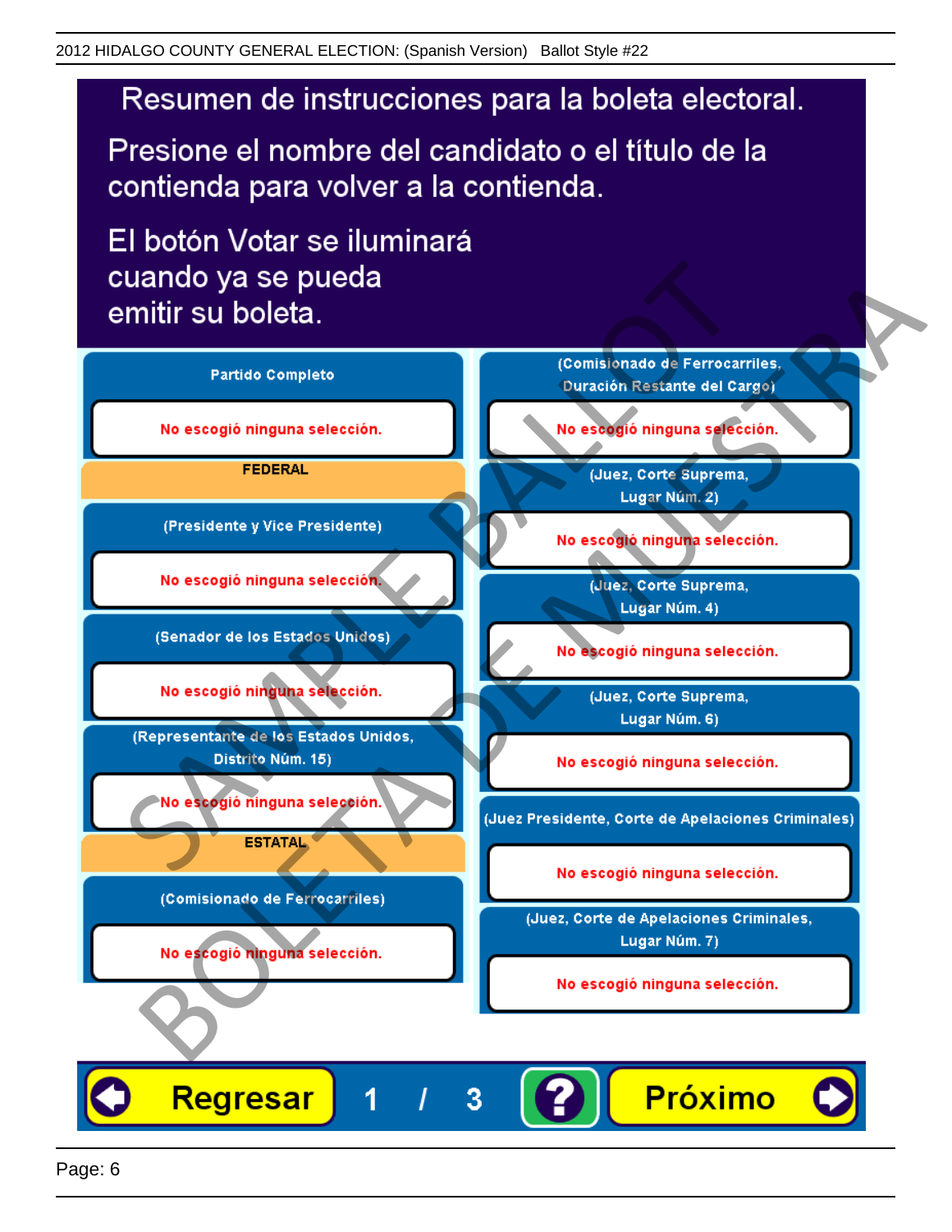# Resumen de instrucciones para la boleta electoral.

Presione el nombre del candidato o el título de la contienda para volver a la contienda.

El botón Votar se iluminará cuando ya se pueda emitir su boleta.

**Partido Completo**

No escogió ninguna selección.

**FEDERAL**

**(Presidente y Vice Presidente)**

No escogió ninguna selección.

**(Senador de los Estados Unidos)**

No escogió ninguna selección.

**(Representante de los Estados Unidos, Distrito Núm. 15)**

No escogió ninguna selección.

**ESTATAL**

**(Comisionado de Ferrocarriles)**

No escogió ninguna selección.

**(Comisionado de Ferrocarriles, Duración Restante del Cargo)**

No escogió ninguna selección.

**(Juez, Corte Suprema, Lugar Núm. 2)**

No escogió ninguna selección.

**(Juez, Corte Suprema, Lugar Núm. 4)**

No escogió ninguna selección.

**(Juez, Corte Suprema, Lugar Núm. 6)**

No escogió ninguna selección.

**(Juez Presidente, Corte de Apelaciones Criminales)**

No escogió ninguna selección.

**(Juez, Corte de Apelaciones Criminales, Lugar Núm. 7)**

No escogió ninguna selección.

Regresar 1 / 3 ? Próximo

SAMPLE BALLOT BOLETA DE MUESTRA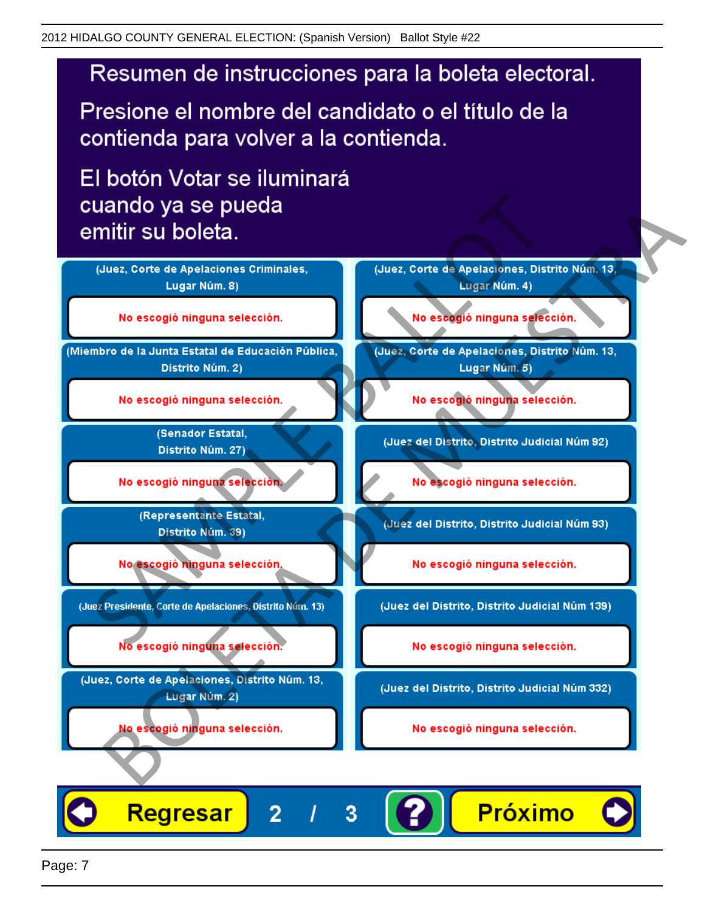# Resumen de instrucciones para la boleta electoral.

Presione el nombre del candidato o el título de la contienda para volver a la contienda.

El botón Votar se iluminará cuando ya se pueda emitir su boleta.

(Juez, Corte de Apelaciones Criminales, Lugar Núm. 8)

No escogió ninguna selección.

(Miembro de la Junta Estatal de Educación Pública, Distrito Núm. 2)

No escogió ninguna selección.

(Senador Estatal, Distrito Núm. 27)

No escogió ninguna selección.

(Representante Estatal, Distrito Núm. 39)

No escogió ninguna selección.

(Juez Presidente, Corte de Apelaciones, Distrito Núm. 13)

No escogió ninguna selección.

(Juez, Corte de Apelaciones, Distrito Núm. 13, Lugar Núm. 2)

No escogió ninguna selección.

(Juez, Corte de Apelaciones, Distrito Núm. 13, Lugar Núm. 4)

No escogió ninguna selección.

(Juez, Corte de Apelaciones, Distrito Núm. 13, Lugar Núm. 5)

No escogió ninguna selección.

(Juez del Distrito, Distrito Judicial Núm 92)

No escogió ninguna selección.

(Juez del Distrito, Distrito Judicial Núm 93)

No escogió ninguna selección.

(Juez del Distrito, Distrito Judicial Núm 139)

No escogió ninguna selección.

(Juez del Distrito, Distrito Judicial Núm 332)

No escogió ninguna selección.

Regresar | 2 / 3 | ? | Próximo

SAMPLE BALLOT
BOLETA DE MUESTRA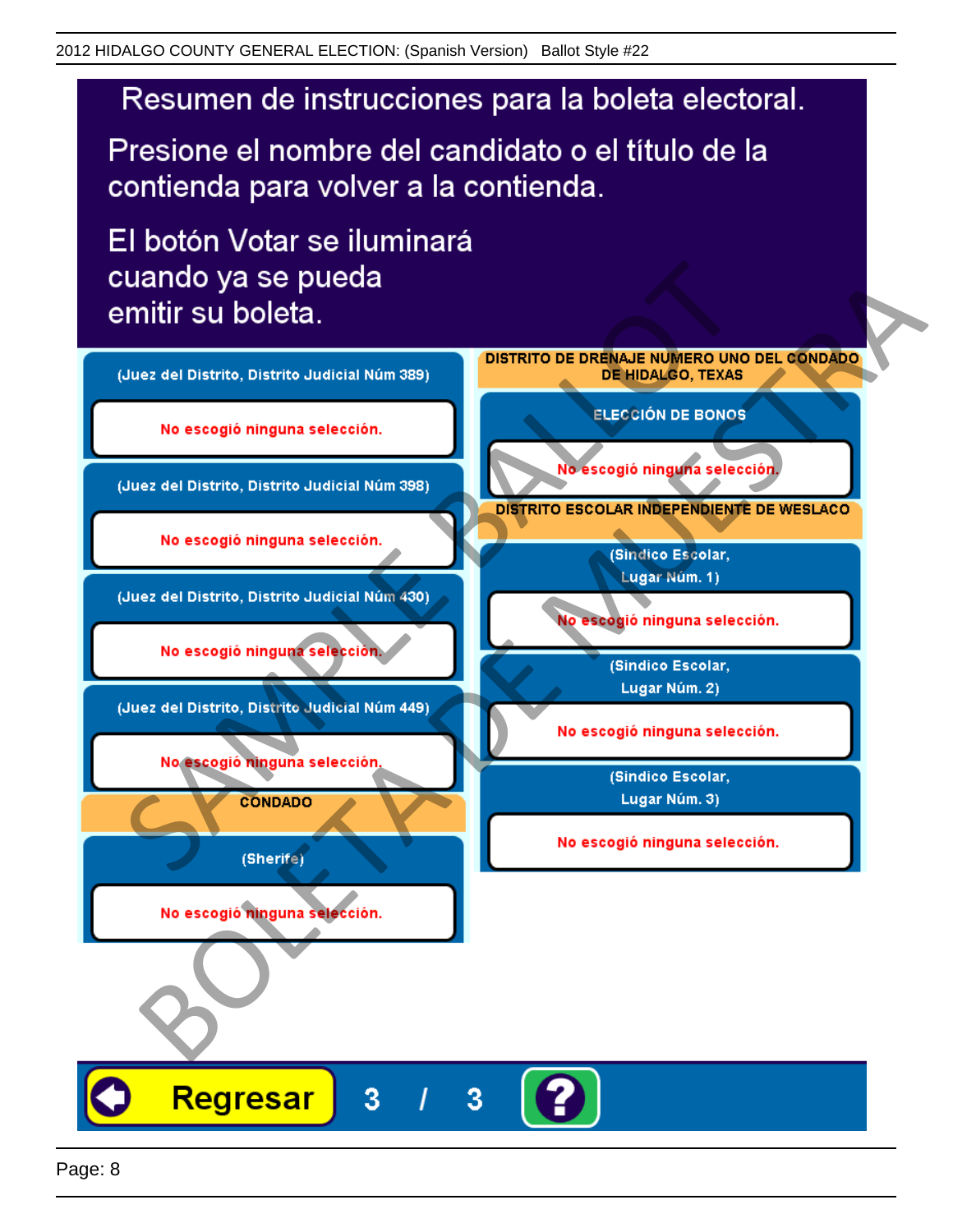Resumen de instrucciones para la boleta electoral.

Presione el nombre del candidato o el título de la contienda para volver a la contienda.

El botón Votar se iluminará cuando ya se pueda emitir su boleta.

(Juez del Distrito, Distrito Judicial Núm 389)

No escogió ninguna selección.

(Juez del Distrito, Distrito Judicial Núm 398)

No escogió ninguna selección.

(Juez del Distrito, Distrito Judicial Núm 430)

No escogió ninguna selección.

(Juez del Distrito, Distrito Judicial Núm 449)

No escogió ninguna selección.

CONDADO

(Sherife)

No escogió ninguna selección.

DISTRITO DE DRENAJE NUMERO UNO DEL CONDADO DE HIDALGO, TEXAS

ELECCIÓN DE BONOS

No escogió ninguna selección.

DISTRITO ESCOLAR INDEPENDIENTE DE WESLACO

(Sindico Escolar, Lugar Núm. 1)

No escogió ninguna selección.

(Sindico Escolar, Lugar Núm. 2)

No escogió ninguna selección.

(Sindico Escolar, Lugar Núm. 3)

No escogió ninguna selección.

Regresar

3 / 3

?